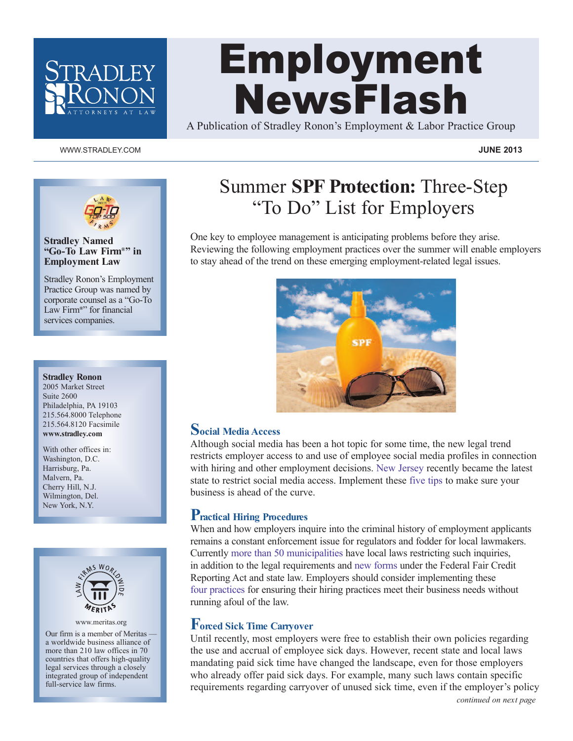# Employment NewsFlash

A Publication of Stradley Ronon's Employment & Labor Practice Group

WWW.STRADLEY.COM

**JUNE 2013**

## Summer **SPF Protection:** Three-Step "To Do" List for Employers

One key to employee management is anticipating problems before they arise. Reviewing the following employment practices over the summer will enable employers to stay ahead of the trend on these emerging employment-related legal issues.

### Social Media Access

Although social media has been a hot topic for some time, the new legal trend restricts employer access to and use of employee social media profiles in connection with hiring and other employment decisions. New Jersey recently became the latest state to restrict social media access. Implement these five tips to make sure your business is ahead of the curve.

### Practical Hiring Procedures

When and how employers inquire into the criminal history of employment applicants remains a constant enforcement issue for regulators and fodder for local lawmakers. Currently more than 50 municipalities have local laws restricting such inquiries, in addition to the legal requirements and new forms under the Federal Fair Credit Reporting Act and state law. Employers should consider implementing these four practices for ensuring their hiring practices meet their business needs without running afoul of the law.

### Forced Sick Time Carryover

Until recently, most employers were free to establish their own policies regarding the use and accrual of employee sick days. However, recent state and local laws mandating paid sick time have changed the landscape, even for those employers who already offer paid sick days. For example, many such laws contain specific requirements regarding carryover of unused sick time, even if the employer's policy

*continued on next page*

---

**Stradley Named "Go-To Law Firm®" in Employment Law**

Stradley Ronon's Employment Practice Group was named by corporate counsel as a "Go-To Law Firm®" for financial services companies.

---

**Stradley Ronon**
2005 Market Street
Suite 2600
Philadelphia, PA 19103
215.564.8000 Telephone
215.564.8120 Facsimile
**www.stradley.com**

With other offices in:
Washington, D.C.
Harrisburg, Pa.
Malvern, Pa.
Cherry Hill, N.J.
Wilmington, Del.
New York, N.Y.

---

www.meritas.org

Our firm is a member of Meritas — a worldwide business alliance of more than 210 law offices in 70 countries that offers high-quality legal services through a closely integrated group of independent full-service law firms.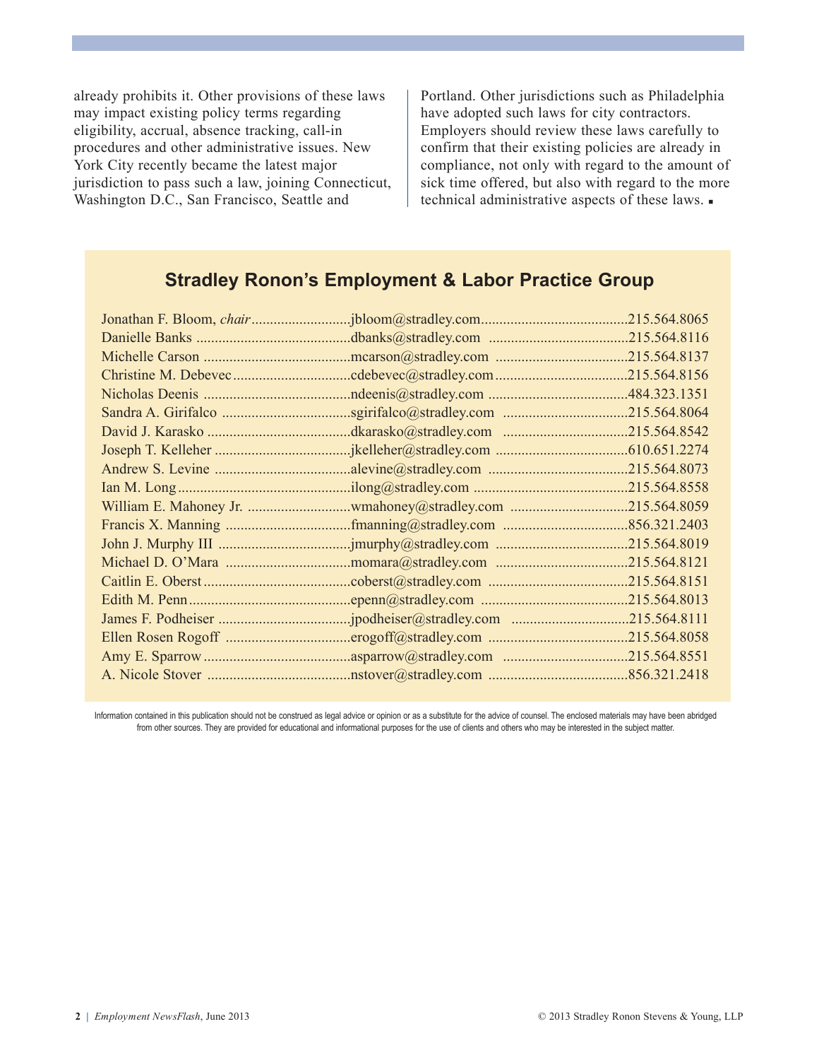already prohibits it. Other provisions of these laws may impact existing policy terms regarding eligibility, accrual, absence tracking, call-in procedures and other administrative issues. New York City recently became the latest major jurisdiction to pass such a law, joining Connecticut, Washington D.C., San Francisco, Seattle and Portland. Other jurisdictions such as Philadelphia have adopted such laws for city contractors. Employers should review these laws carefully to confirm that their existing policies are already in compliance, not only with regard to the amount of sick time offered, but also with regard to the more technical administrative aspects of these laws. ▪

## Stradley Ronon's Employment & Labor Practice Group

| | | |
|---|---|---|
| Jonathan F. Bloom, *chair* | jbloom@stradley.com | 215.564.8065 |
| Danielle Banks | dbanks@stradley.com | 215.564.8116 |
| Michelle Carson | mcarson@stradley.com | 215.564.8137 |
| Christine M. Debevec | cdebevec@stradley.com | 215.564.8156 |
| Nicholas Deenis | ndeenis@stradley.com | 484.323.1351 |
| Sandra A. Girifalco | sgirifalco@stradley.com | 215.564.8064 |
| David J. Karasko | dkarasko@stradley.com | 215.564.8542 |
| Joseph T. Kelleher | jkelleher@stradley.com | 610.651.2274 |
| Andrew S. Levine | alevine@stradley.com | 215.564.8073 |
| Ian M. Long | ilong@stradley.com | 215.564.8558 |
| William E. Mahoney Jr. | wmahoney@stradley.com | 215.564.8059 |
| Francis X. Manning | fmanning@stradley.com | 856.321.2403 |
| John J. Murphy III | jmurphy@stradley.com | 215.564.8019 |
| Michael D. O'Mara | momara@stradley.com | 215.564.8121 |
| Caitlin E. Oberst | coberst@stradley.com | 215.564.8151 |
| Edith M. Penn | epenn@stradley.com | 215.564.8013 |
| James F. Podheiser | jpodheiser@stradley.com | 215.564.8111 |
| Ellen Rosen Rogoff | erogoff@stradley.com | 215.564.8058 |
| Amy E. Sparrow | asparrow@stradley.com | 215.564.8551 |
| A. Nicole Stover | nstover@stradley.com | 856.321.2418 |

Information contained in this publication should not be construed as legal advice or opinion or as a substitute for the advice of counsel. The enclosed materials may have been abridged from other sources. They are provided for educational and informational purposes for the use of clients and others who may be interested in the subject matter.

© 2013 Stradley Ronon Stevens & Young, LLP